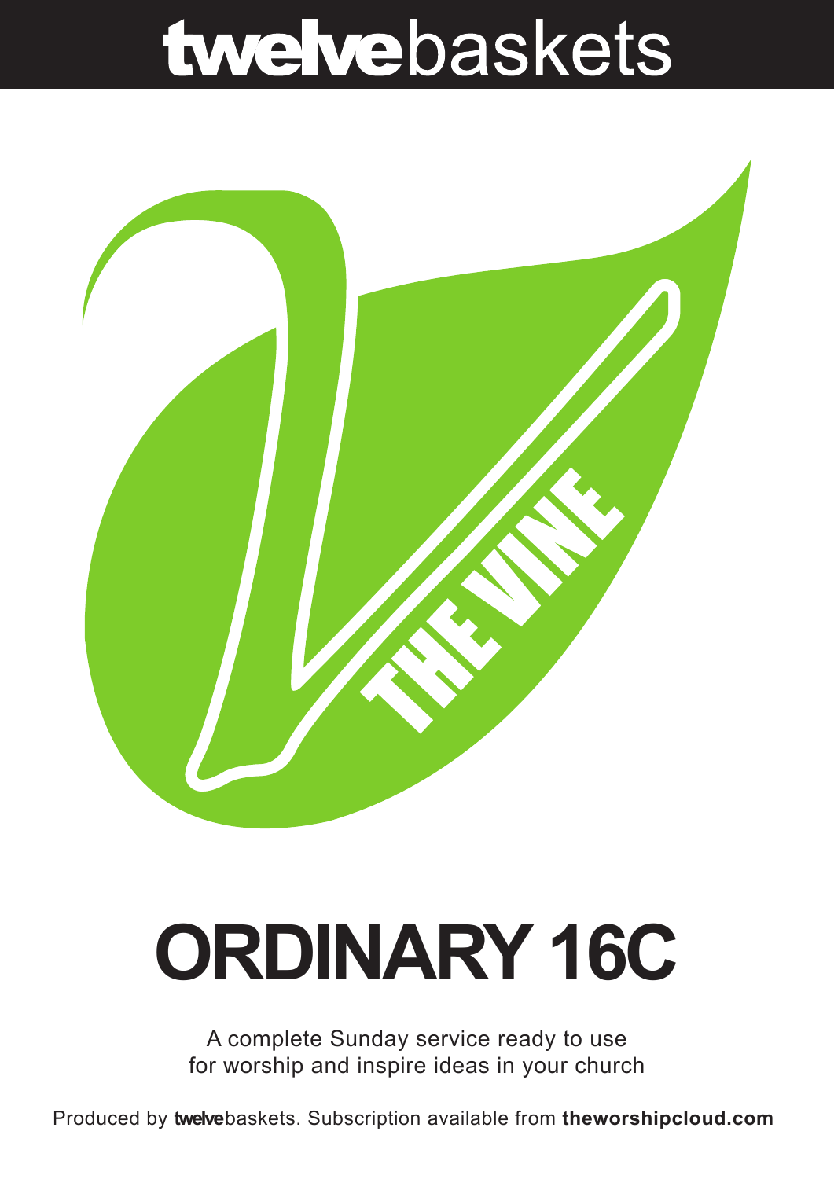# twelvebaskets

THE VINE

# ORDINARY 16C

A complete Sunday service ready to use for worship and inspire ideas in your church

Produced by **twelve**baskets. Subscription available from **theworshipcloud.com**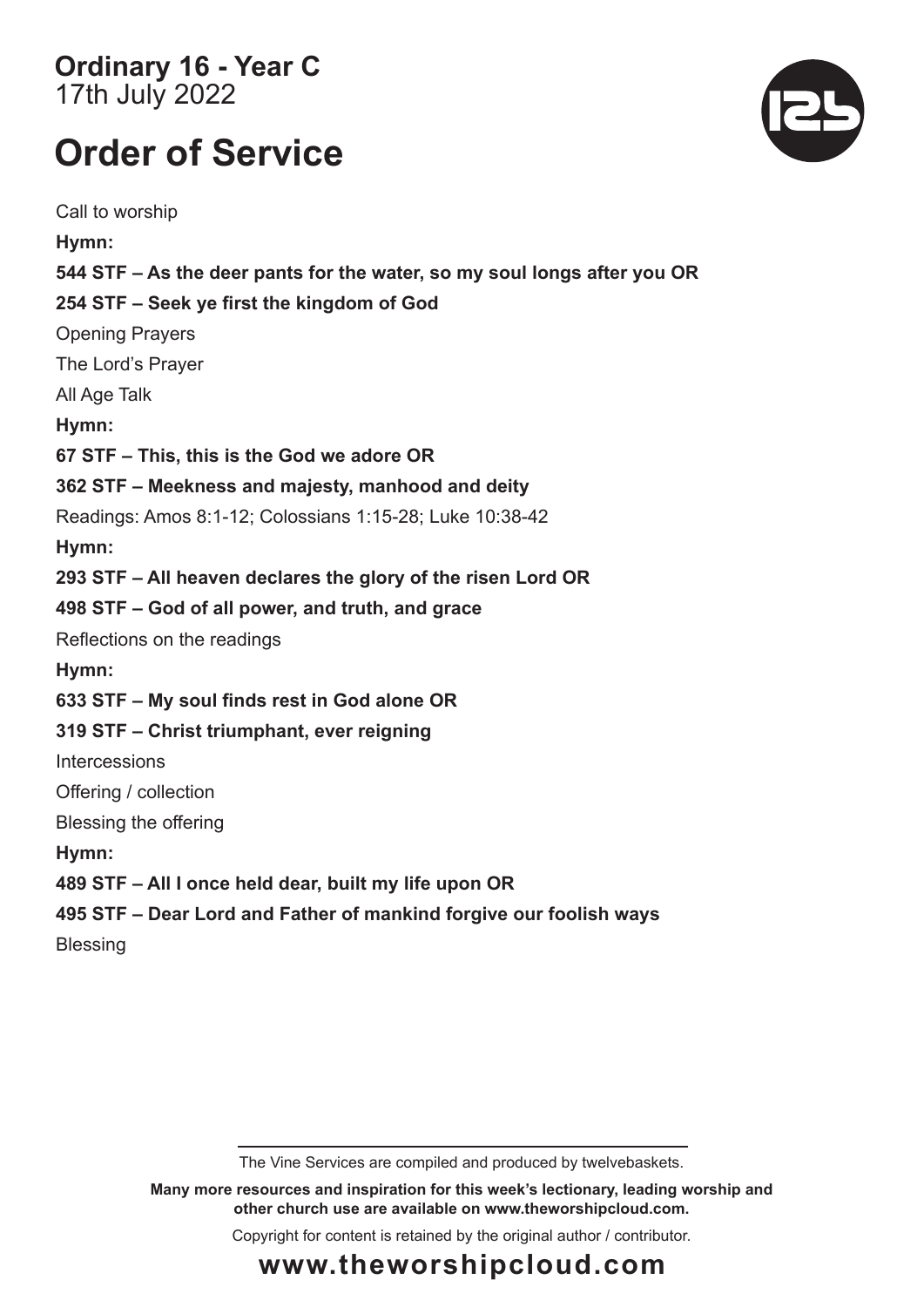**Ordinary 16 - Year C**
17th July 2022

# Order of Service

Call to worship

**Hymn:**

**544 STF – As the deer pants for the water, so my soul longs after you OR**

**254 STF – Seek ye first the kingdom of God**

Opening Prayers

The Lord's Prayer

All Age Talk

**Hymn:**

**67 STF – This, this is the God we adore OR**

**362 STF – Meekness and majesty, manhood and deity**

Readings: Amos 8:1-12; Colossians 1:15-28; Luke 10:38-42

**Hymn:**

**293 STF – All heaven declares the glory of the risen Lord OR**

**498 STF – God of all power, and truth, and grace**

Reflections on the readings

**Hymn:**

**633 STF – My soul finds rest in God alone OR**

**319 STF – Christ triumphant, ever reigning**

Intercessions

Offering / collection

Blessing the offering

**Hymn:**

**489 STF – All I once held dear, built my life upon OR**

**495 STF – Dear Lord and Father of mankind forgive our foolish ways**

Blessing

---

The Vine Services are compiled and produced by twelvebaskets.

**Many more resources and inspiration for this week's lectionary, leading worship and other church use are available on www.theworshipcloud.com.**

Copyright for content is retained by the original author / contributor.

**www.theworshipcloud.com**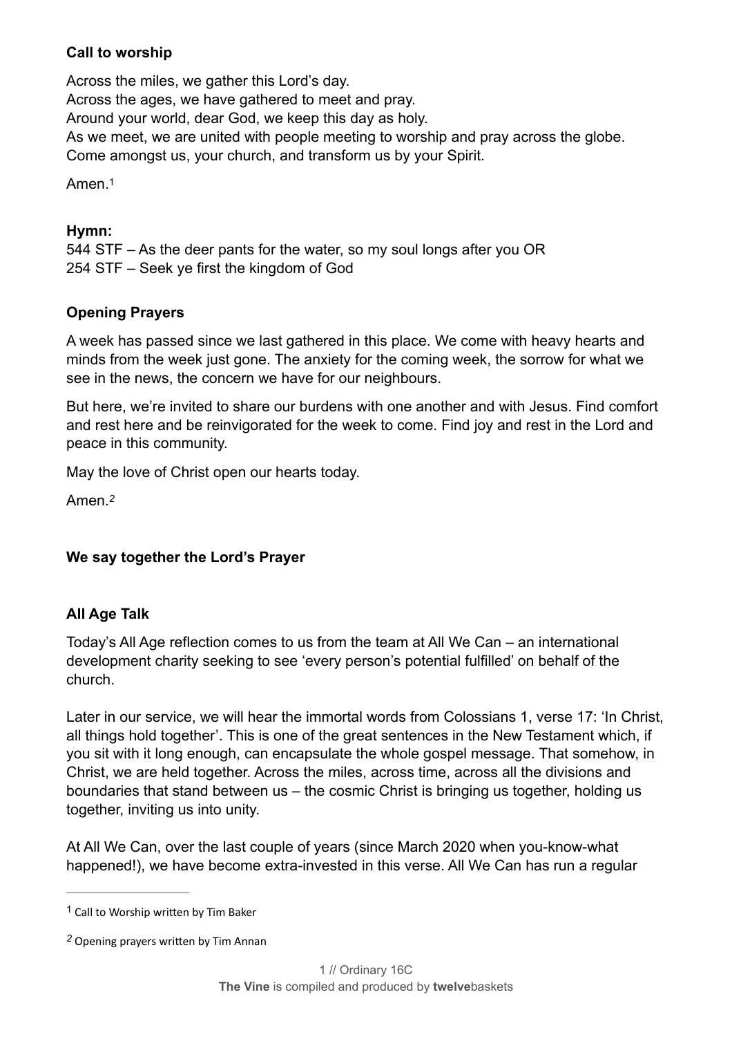**Call to worship**

Across the miles, we gather this Lord's day.
Across the ages, we have gathered to meet and pray.
Around your world, dear God, we keep this day as holy.
As we meet, we are united with people meeting to worship and pray across the globe.
Come amongst us, your church, and transform us by your Spirit.

Amen.[1]

**Hymn:**
544 STF – As the deer pants for the water, so my soul longs after you OR
254 STF – Seek ye first the kingdom of God

**Opening Prayers**

A week has passed since we last gathered in this place. We come with heavy hearts and minds from the week just gone. The anxiety for the coming week, the sorrow for what we see in the news, the concern we have for our neighbours.

But here, we're invited to share our burdens with one another and with Jesus. Find comfort and rest here and be reinvigorated for the week to come. Find joy and rest in the Lord and peace in this community.

May the love of Christ open our hearts today.

Amen.[2]

**We say together the Lord's Prayer**

**All Age Talk**

Today's All Age reflection comes to us from the team at All We Can – an international development charity seeking to see 'every person's potential fulfilled' on behalf of the church.

Later in our service, we will hear the immortal words from Colossians 1, verse 17: 'In Christ, all things hold together'. This is one of the great sentences in the New Testament which, if you sit with it long enough, can encapsulate the whole gospel message. That somehow, in Christ, we are held together. Across the miles, across time, across all the divisions and boundaries that stand between us – the cosmic Christ is bringing us together, holding us together, inviting us into unity.

At All We Can, over the last couple of years (since March 2020 when you-know-what happened!), we have become extra-invested in this verse. All We Can has run a regular

---

[1] Call to Worship written by Tim Baker

[2] Opening prayers written by Tim Annan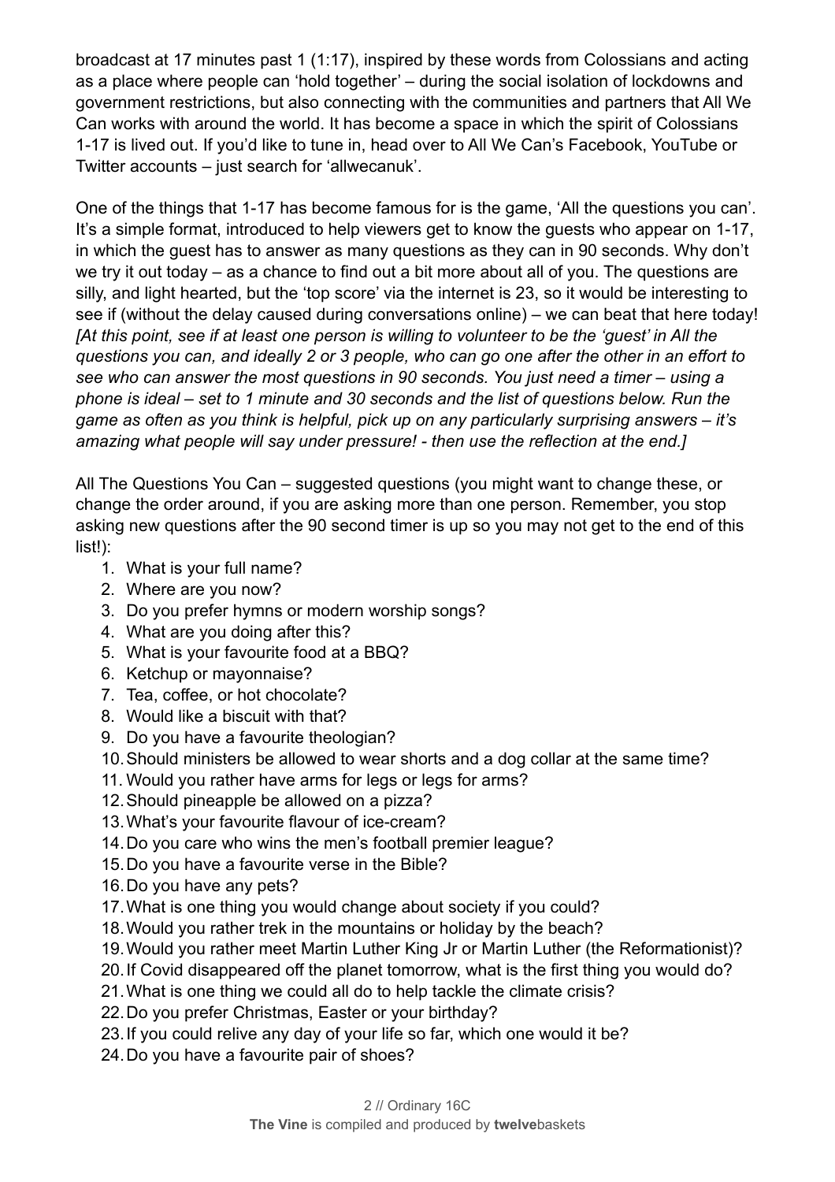broadcast at 17 minutes past 1 (1:17), inspired by these words from Colossians and acting as a place where people can 'hold together' – during the social isolation of lockdowns and government restrictions, but also connecting with the communities and partners that All We Can works with around the world. It has become a space in which the spirit of Colossians 1-17 is lived out. If you'd like to tune in, head over to All We Can's Facebook, YouTube or Twitter accounts – just search for 'allwecanuk'.

One of the things that 1-17 has become famous for is the game, 'All the questions you can'. It's a simple format, introduced to help viewers get to know the guests who appear on 1-17, in which the guest has to answer as many questions as they can in 90 seconds. Why don't we try it out today – as a chance to find out a bit more about all of you. The questions are silly, and light hearted, but the 'top score' via the internet is 23, so it would be interesting to see if (without the delay caused during conversations online) – we can beat that here today! *[At this point, see if at least one person is willing to volunteer to be the 'guest' in All the questions you can, and ideally 2 or 3 people, who can go one after the other in an effort to see who can answer the most questions in 90 seconds. You just need a timer – using a phone is ideal – set to 1 minute and 30 seconds and the list of questions below. Run the game as often as you think is helpful, pick up on any particularly surprising answers – it's amazing what people will say under pressure! - then use the reflection at the end.]*

All The Questions You Can – suggested questions (you might want to change these, or change the order around, if you are asking more than one person. Remember, you stop asking new questions after the 90 second timer is up so you may not get to the end of this list!):

1. What is your full name?
2. Where are you now?
3. Do you prefer hymns or modern worship songs?
4. What are you doing after this?
5. What is your favourite food at a BBQ?
6. Ketchup or mayonnaise?
7. Tea, coffee, or hot chocolate?
8. Would like a biscuit with that?
9. Do you have a favourite theologian?
10. Should ministers be allowed to wear shorts and a dog collar at the same time?
11. Would you rather have arms for legs or legs for arms?
12. Should pineapple be allowed on a pizza?
13. What's your favourite flavour of ice-cream?
14. Do you care who wins the men's football premier league?
15. Do you have a favourite verse in the Bible?
16. Do you have any pets?
17. What is one thing you would change about society if you could?
18. Would you rather trek in the mountains or holiday by the beach?
19. Would you rather meet Martin Luther King Jr or Martin Luther (the Reformationist)?
20. If Covid disappeared off the planet tomorrow, what is the first thing you would do?
21. What is one thing we could all do to help tackle the climate crisis?
22. Do you prefer Christmas, Easter or your birthday?
23. If you could relive any day of your life so far, which one would it be?
24. Do you have a favourite pair of shoes?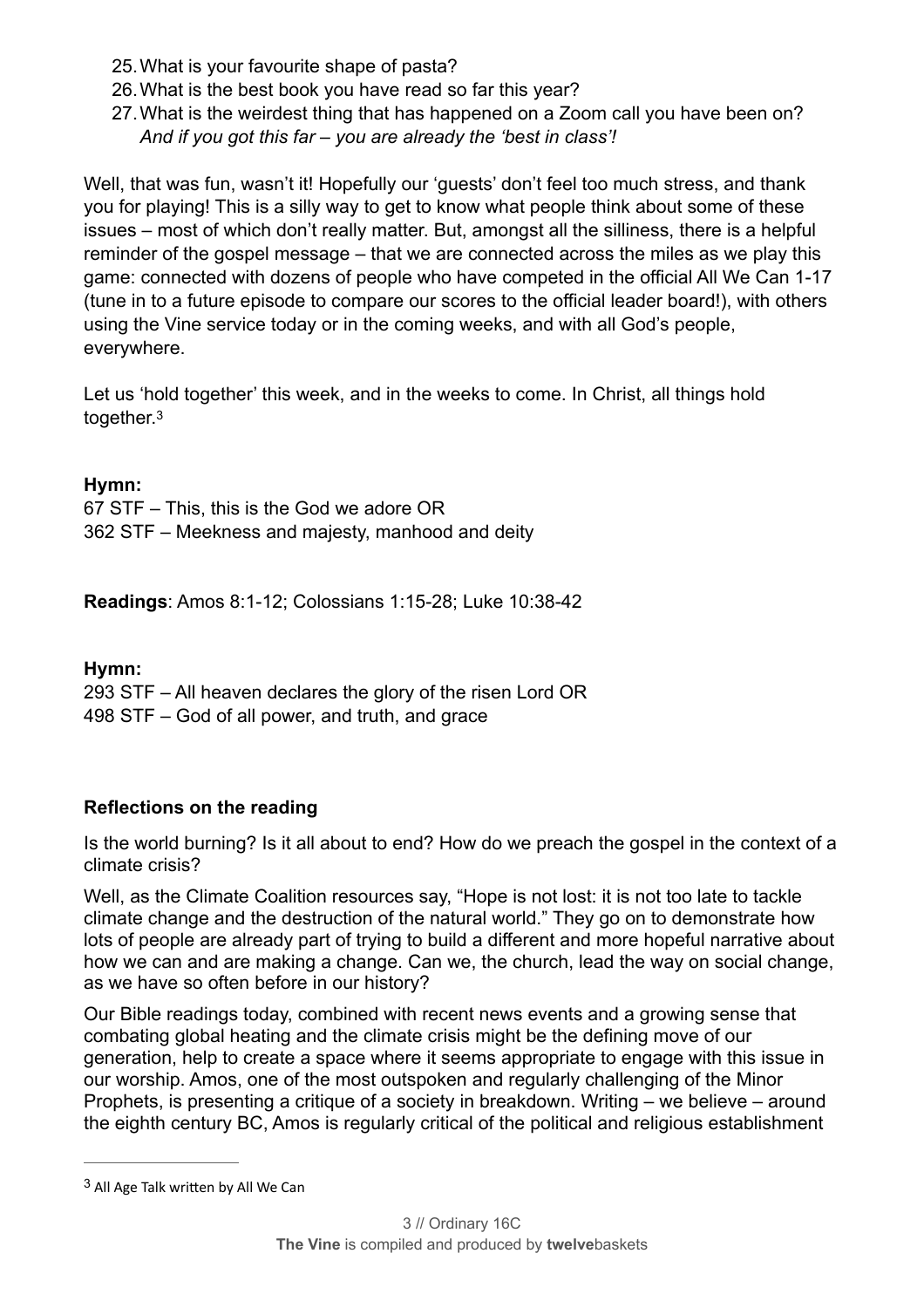25. What is your favourite shape of pasta?
26. What is the best book you have read so far this year?
27. What is the weirdest thing that has happened on a Zoom call you have been on?
    *And if you got this far – you are already the 'best in class'!*

Well, that was fun, wasn't it! Hopefully our 'guests' don't feel too much stress, and thank you for playing! This is a silly way to get to know what people think about some of these issues – most of which don't really matter. But, amongst all the silliness, there is a helpful reminder of the gospel message – that we are connected across the miles as we play this game: connected with dozens of people who have competed in the official All We Can 1-17 (tune in to a future episode to compare our scores to the official leader board!), with others using the Vine service today or in the coming weeks, and with all God's people, everywhere.

Let us 'hold together' this week, and in the weeks to come. In Christ, all things hold together.[3]

**Hymn:**
67 STF – This, this is the God we adore OR
362 STF – Meekness and majesty, manhood and deity

**Readings**: Amos 8:1-12; Colossians 1:15-28; Luke 10:38-42

**Hymn:**
293 STF – All heaven declares the glory of the risen Lord OR
498 STF – God of all power, and truth, and grace

**Reflections on the reading**

Is the world burning? Is it all about to end? How do we preach the gospel in the context of a climate crisis?

Well, as the Climate Coalition resources say, "Hope is not lost: it is not too late to tackle climate change and the destruction of the natural world." They go on to demonstrate how lots of people are already part of trying to build a different and more hopeful narrative about how we can and are making a change. Can we, the church, lead the way on social change, as we have so often before in our history?

Our Bible readings today, combined with recent news events and a growing sense that combating global heating and the climate crisis might be the defining move of our generation, help to create a space where it seems appropriate to engage with this issue in our worship. Amos, one of the most outspoken and regularly challenging of the Minor Prophets, is presenting a critique of a society in breakdown. Writing – we believe – around the eighth century BC, Amos is regularly critical of the political and religious establishment

---

[3] All Age Talk written by All We Can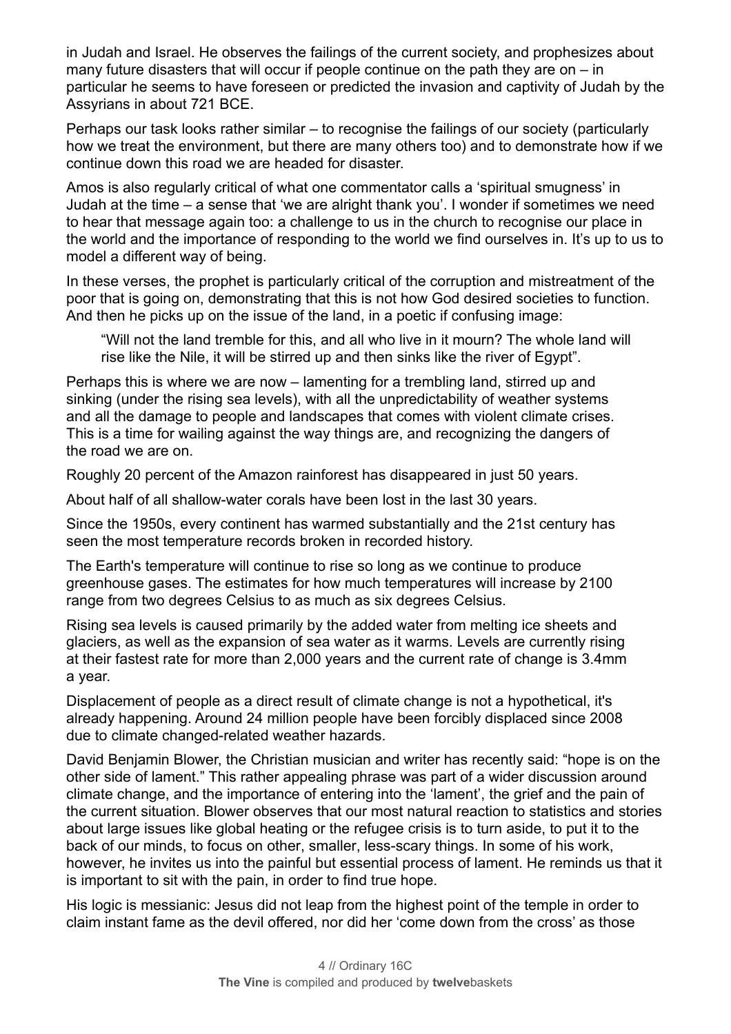in Judah and Israel. He observes the failings of the current society, and prophesizes about many future disasters that will occur if people continue on the path they are on – in particular he seems to have foreseen or predicted the invasion and captivity of Judah by the Assyrians in about 721 BCE.

Perhaps our task looks rather similar – to recognise the failings of our society (particularly how we treat the environment, but there are many others too) and to demonstrate how if we continue down this road we are headed for disaster.

Amos is also regularly critical of what one commentator calls a 'spiritual smugness' in Judah at the time – a sense that 'we are alright thank you'. I wonder if sometimes we need to hear that message again too: a challenge to us in the church to recognise our place in the world and the importance of responding to the world we find ourselves in. It's up to us to model a different way of being.

In these verses, the prophet is particularly critical of the corruption and mistreatment of the poor that is going on, demonstrating that this is not how God desired societies to function. And then he picks up on the issue of the land, in a poetic if confusing image:

> "Will not the land tremble for this, and all who live in it mourn? The whole land will rise like the Nile, it will be stirred up and then sinks like the river of Egypt".

Perhaps this is where we are now – lamenting for a trembling land, stirred up and sinking (under the rising sea levels), with all the unpredictability of weather systems and all the damage to people and landscapes that comes with violent climate crises. This is a time for wailing against the way things are, and recognizing the dangers of the road we are on.

Roughly 20 percent of the Amazon rainforest has disappeared in just 50 years.

About half of all shallow-water corals have been lost in the last 30 years.

Since the 1950s, every continent has warmed substantially and the 21st century has seen the most temperature records broken in recorded history.

The Earth's temperature will continue to rise so long as we continue to produce greenhouse gases. The estimates for how much temperatures will increase by 2100 range from two degrees Celsius to as much as six degrees Celsius.

Rising sea levels is caused primarily by the added water from melting ice sheets and glaciers, as well as the expansion of sea water as it warms. Levels are currently rising at their fastest rate for more than 2,000 years and the current rate of change is 3.4mm a year.

Displacement of people as a direct result of climate change is not a hypothetical, it's already happening. Around 24 million people have been forcibly displaced since 2008 due to climate changed-related weather hazards.

David Benjamin Blower, the Christian musician and writer has recently said: "hope is on the other side of lament." This rather appealing phrase was part of a wider discussion around climate change, and the importance of entering into the 'lament', the grief and the pain of the current situation. Blower observes that our most natural reaction to statistics and stories about large issues like global heating or the refugee crisis is to turn aside, to put it to the back of our minds, to focus on other, smaller, less-scary things. In some of his work, however, he invites us into the painful but essential process of lament. He reminds us that it is important to sit with the pain, in order to find true hope.

His logic is messianic: Jesus did not leap from the highest point of the temple in order to claim instant fame as the devil offered, nor did her 'come down from the cross' as those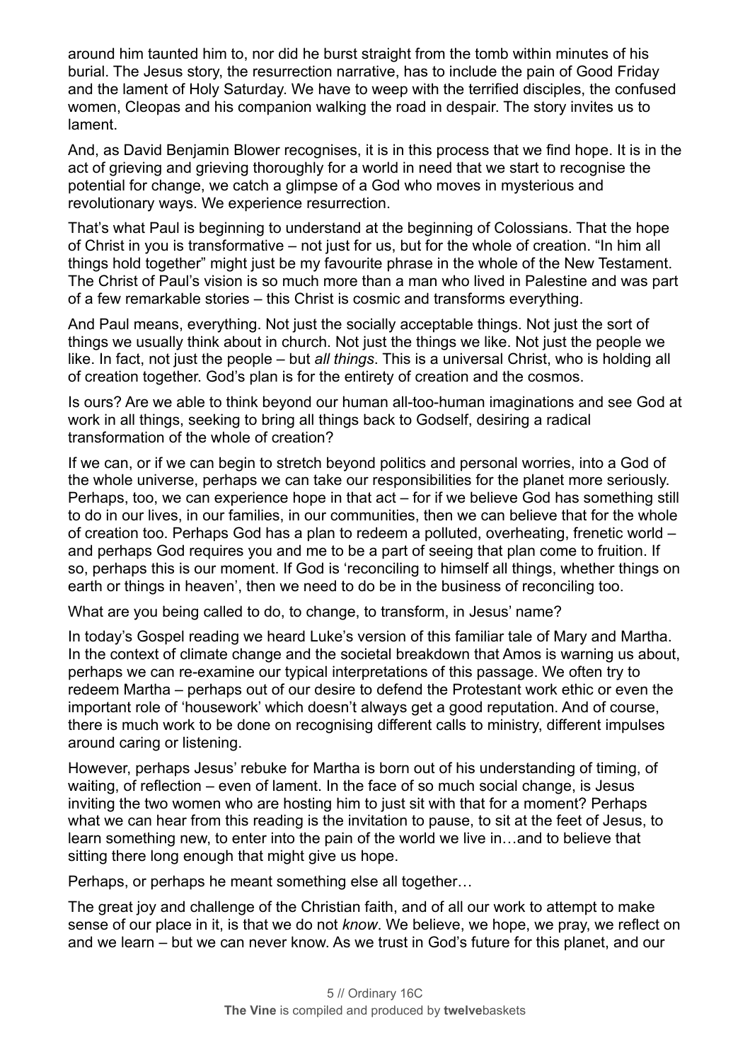around him taunted him to, nor did he burst straight from the tomb within minutes of his burial. The Jesus story, the resurrection narrative, has to include the pain of Good Friday and the lament of Holy Saturday. We have to weep with the terrified disciples, the confused women, Cleopas and his companion walking the road in despair. The story invites us to lament.

And, as David Benjamin Blower recognises, it is in this process that we find hope. It is in the act of grieving and grieving thoroughly for a world in need that we start to recognise the potential for change, we catch a glimpse of a God who moves in mysterious and revolutionary ways. We experience resurrection.

That's what Paul is beginning to understand at the beginning of Colossians. That the hope of Christ in you is transformative – not just for us, but for the whole of creation. "In him all things hold together" might just be my favourite phrase in the whole of the New Testament. The Christ of Paul's vision is so much more than a man who lived in Palestine and was part of a few remarkable stories – this Christ is cosmic and transforms everything.

And Paul means, everything. Not just the socially acceptable things. Not just the sort of things we usually think about in church. Not just the things we like. Not just the people we like. In fact, not just the people – but *all things*. This is a universal Christ, who is holding all of creation together. God's plan is for the entirety of creation and the cosmos.

Is ours? Are we able to think beyond our human all-too-human imaginations and see God at work in all things, seeking to bring all things back to Godself, desiring a radical transformation of the whole of creation?

If we can, or if we can begin to stretch beyond politics and personal worries, into a God of the whole universe, perhaps we can take our responsibilities for the planet more seriously. Perhaps, too, we can experience hope in that act – for if we believe God has something still to do in our lives, in our families, in our communities, then we can believe that for the whole of creation too. Perhaps God has a plan to redeem a polluted, overheating, frenetic world – and perhaps God requires you and me to be a part of seeing that plan come to fruition. If so, perhaps this is our moment. If God is 'reconciling to himself all things, whether things on earth or things in heaven', then we need to do be in the business of reconciling too.

What are you being called to do, to change, to transform, in Jesus' name?

In today's Gospel reading we heard Luke's version of this familiar tale of Mary and Martha. In the context of climate change and the societal breakdown that Amos is warning us about, perhaps we can re-examine our typical interpretations of this passage. We often try to redeem Martha – perhaps out of our desire to defend the Protestant work ethic or even the important role of 'housework' which doesn't always get a good reputation. And of course, there is much work to be done on recognising different calls to ministry, different impulses around caring or listening.

However, perhaps Jesus' rebuke for Martha is born out of his understanding of timing, of waiting, of reflection – even of lament. In the face of so much social change, is Jesus inviting the two women who are hosting him to just sit with that for a moment? Perhaps what we can hear from this reading is the invitation to pause, to sit at the feet of Jesus, to learn something new, to enter into the pain of the world we live in…and to believe that sitting there long enough that might give us hope.

Perhaps, or perhaps he meant something else all together…

The great joy and challenge of the Christian faith, and of all our work to attempt to make sense of our place in it, is that we do not *know*. We believe, we hope, we pray, we reflect on and we learn – but we can never know. As we trust in God's future for this planet, and our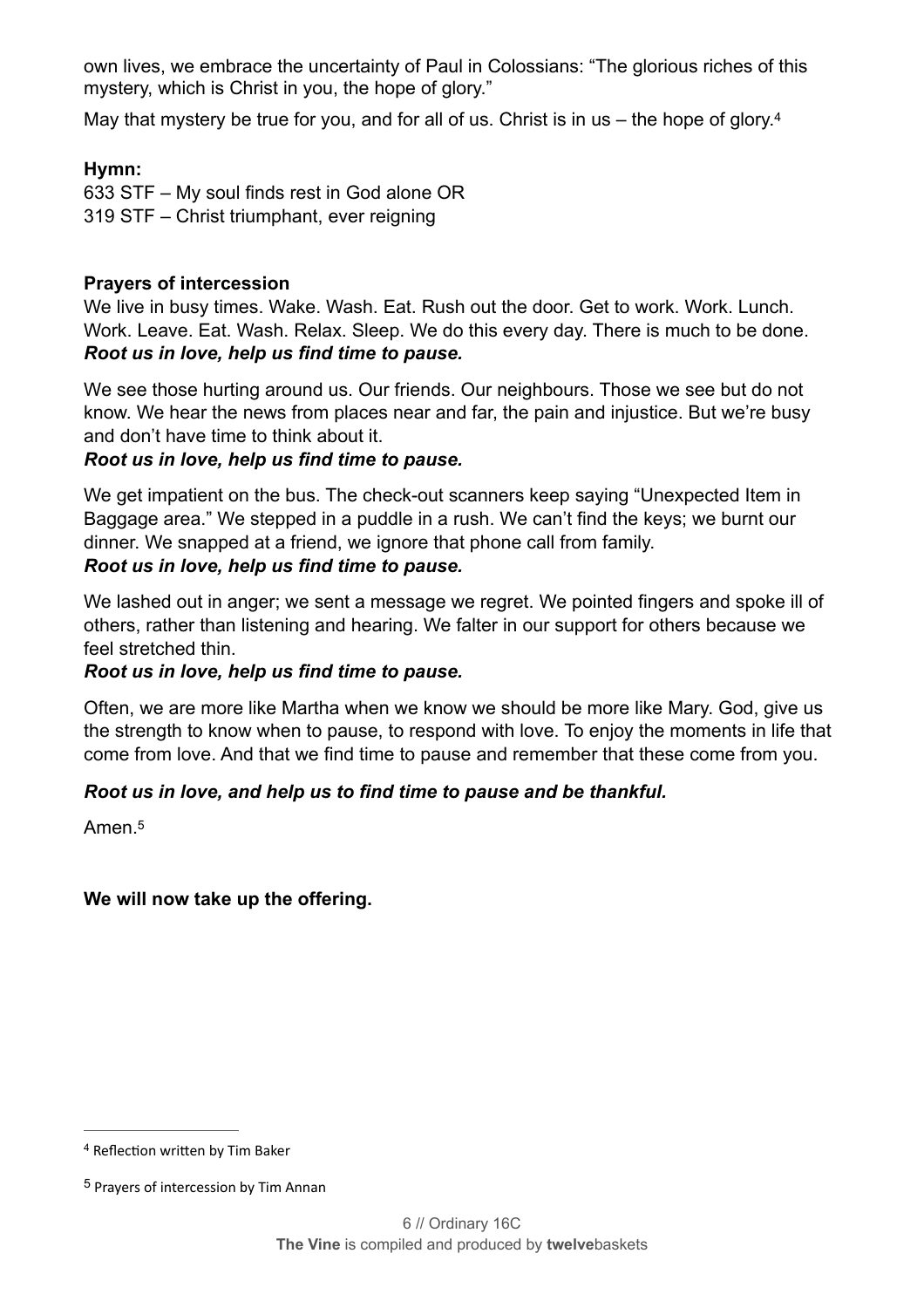own lives, we embrace the uncertainty of Paul in Colossians: "The glorious riches of this mystery, which is Christ in you, the hope of glory."

May that mystery be true for you, and for all of us. Christ is in us – the hope of glory.[4]

**Hymn:**
633 STF – My soul finds rest in God alone OR
319 STF – Christ triumphant, ever reigning

**Prayers of intercession**

We live in busy times. Wake. Wash. Eat. Rush out the door. Get to work. Work. Lunch. Work. Leave. Eat. Wash. Relax. Sleep. We do this every day. There is much to be done.
***Root us in love, help us find time to pause.***

We see those hurting around us. Our friends. Our neighbours. Those we see but do not know. We hear the news from places near and far, the pain and injustice. But we're busy and don't have time to think about it.
***Root us in love, help us find time to pause.***

We get impatient on the bus. The check-out scanners keep saying "Unexpected Item in Baggage area." We stepped in a puddle in a rush. We can't find the keys; we burnt our dinner. We snapped at a friend, we ignore that phone call from family.
***Root us in love, help us find time to pause.***

We lashed out in anger; we sent a message we regret. We pointed fingers and spoke ill of others, rather than listening and hearing. We falter in our support for others because we feel stretched thin.
***Root us in love, help us find time to pause.***

Often, we are more like Martha when we know we should be more like Mary. God, give us the strength to know when to pause, to respond with love. To enjoy the moments in life that come from love. And that we find time to pause and remember that these come from you.

***Root us in love, and help us to find time to pause and be thankful.***

Amen.[5]

**We will now take up the offering.**

---

[4] Reflection written by Tim Baker

[5] Prayers of intercession by Tim Annan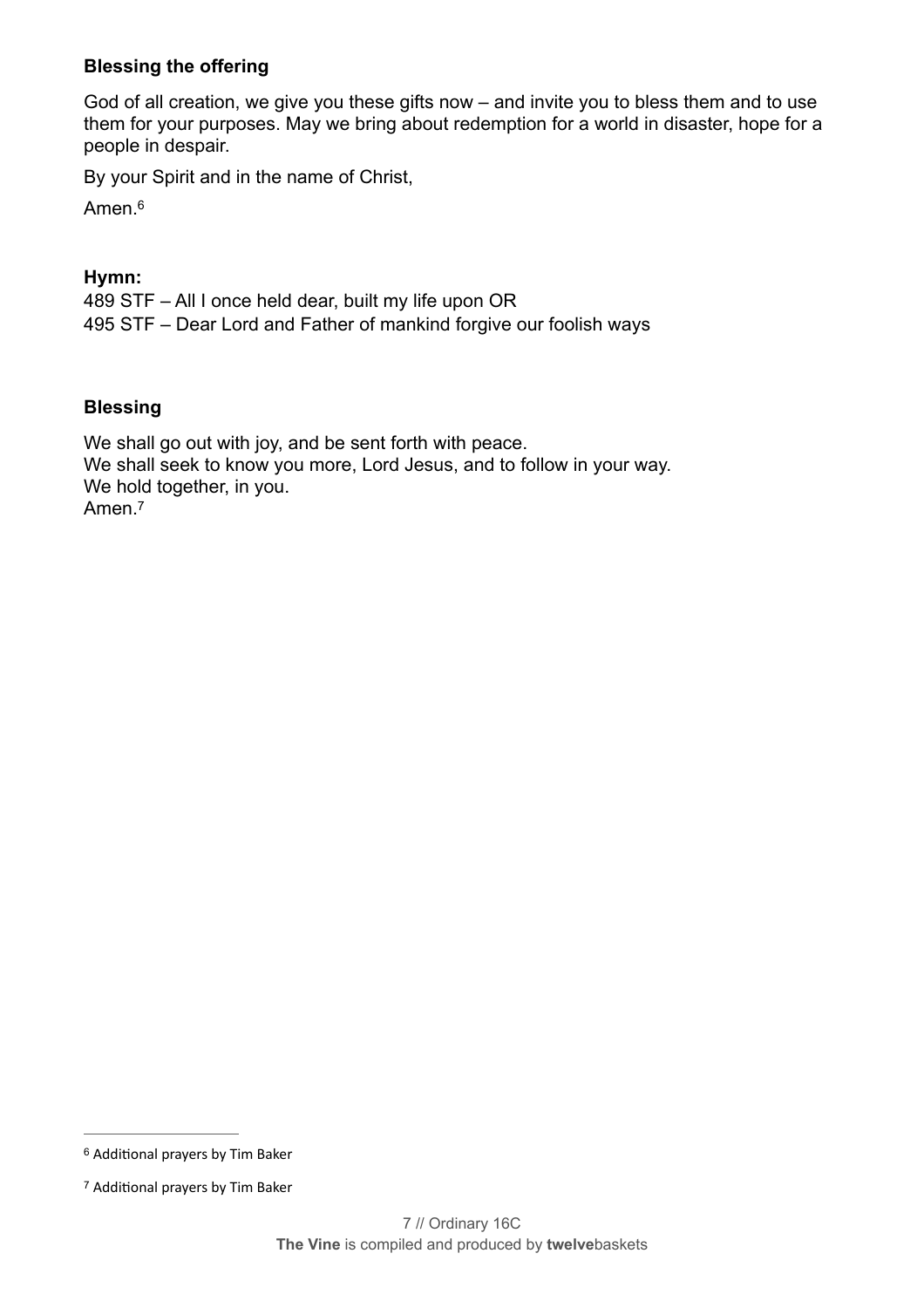**Blessing the offering**

God of all creation, we give you these gifts now – and invite you to bless them and to use them for your purposes. May we bring about redemption for a world in disaster, hope for a people in despair.

By your Spirit and in the name of Christ,

Amen.[6]

**Hymn:**
489 STF – All I once held dear, built my life upon OR
495 STF – Dear Lord and Father of mankind forgive our foolish ways

**Blessing**

We shall go out with joy, and be sent forth with peace.
We shall seek to know you more, Lord Jesus, and to follow in your way.
We hold together, in you.
Amen.[7]

---

[6] Additional prayers by Tim Baker

[7] Additional prayers by Tim Baker